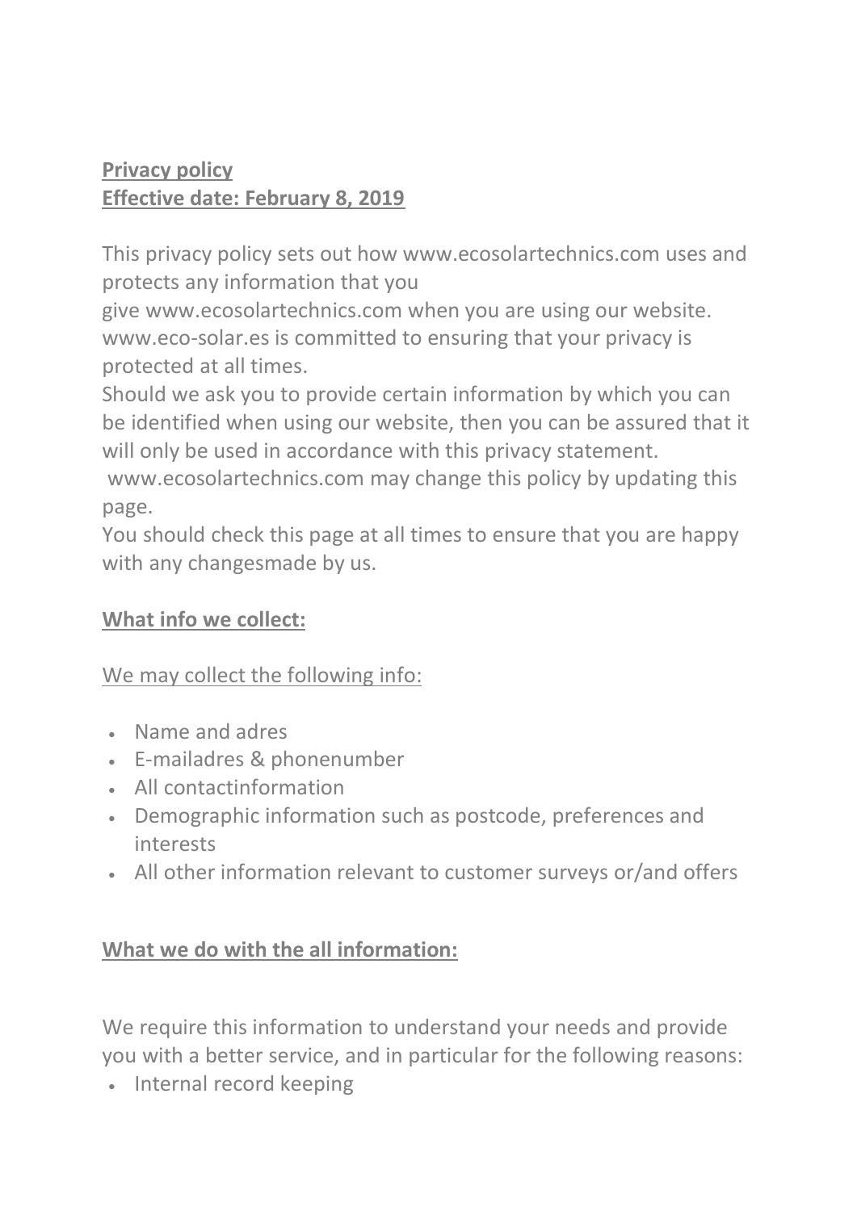**Privacy policy**
**Effective date: February 8, 2019**

This privacy policy sets out how www.ecosolartechnics.com uses and protects any information that you give www.ecosolartechnics.com when you are using our website. www.eco-solar.es is committed to ensuring that your privacy is protected at all times.

Should we ask you to provide certain information by which you can be identified when using our website, then you can be assured that it will only be used in accordance with this privacy statement.

www.ecosolartechnics.com may change this policy by updating this page.

You should check this page at all times to ensure that you are happy with any changesmade by us.

**What info we collect:**

We may collect the following info:

- Name and adres
- E-mailadres & phonenumber
- All contactinformation
- Demographic information such as postcode, preferences and interests
- All other information relevant to customer surveys or/and offers

**What we do with the all information:**

We require this information to understand your needs and provide you with a better service, and in particular for the following reasons:

- Internal record keeping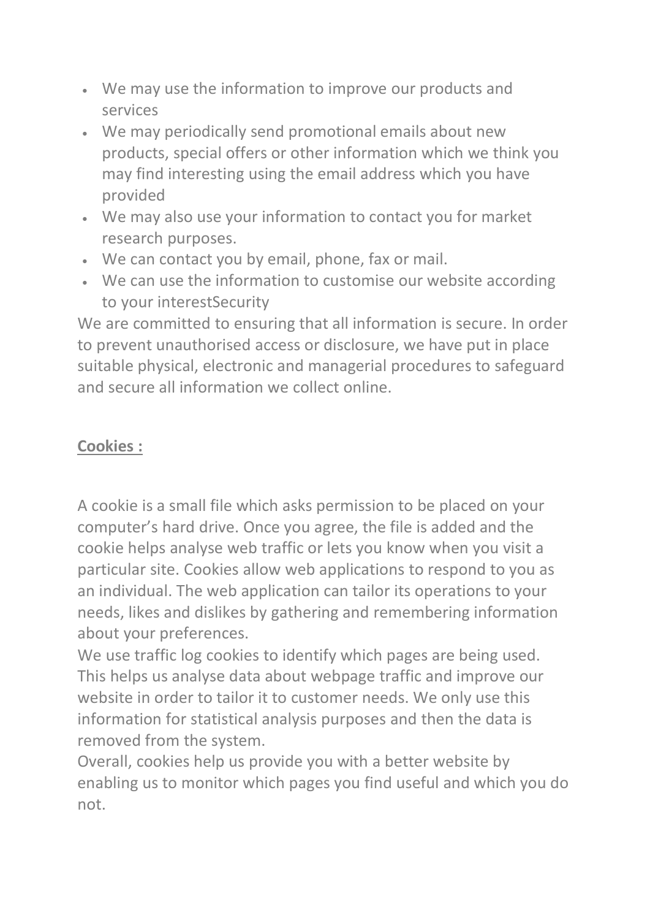- We may use the information to improve our products and services
- We may periodically send promotional emails about new products, special offers or other information which we think you may find interesting using the email address which you have provided
- We may also use your information to contact you for market research purposes.
- We can contact you by email, phone, fax or mail.
- We can use the information to customise our website according to your interestSecurity

We are committed to ensuring that all information is secure. In order to prevent unauthorised access or disclosure, we have put in place suitable physical, electronic and managerial procedures to safeguard and secure all information we collect online.

**Cookies :**

A cookie is a small file which asks permission to be placed on your computer's hard drive. Once you agree, the file is added and the cookie helps analyse web traffic or lets you know when you visit a particular site. Cookies allow web applications to respond to you as an individual. The web application can tailor its operations to your needs, likes and dislikes by gathering and remembering information about your preferences.

We use traffic log cookies to identify which pages are being used. This helps us analyse data about webpage traffic and improve our website in order to tailor it to customer needs. We only use this information for statistical analysis purposes and then the data is removed from the system.

Overall, cookies help us provide you with a better website by enabling us to monitor which pages you find useful and which you do not.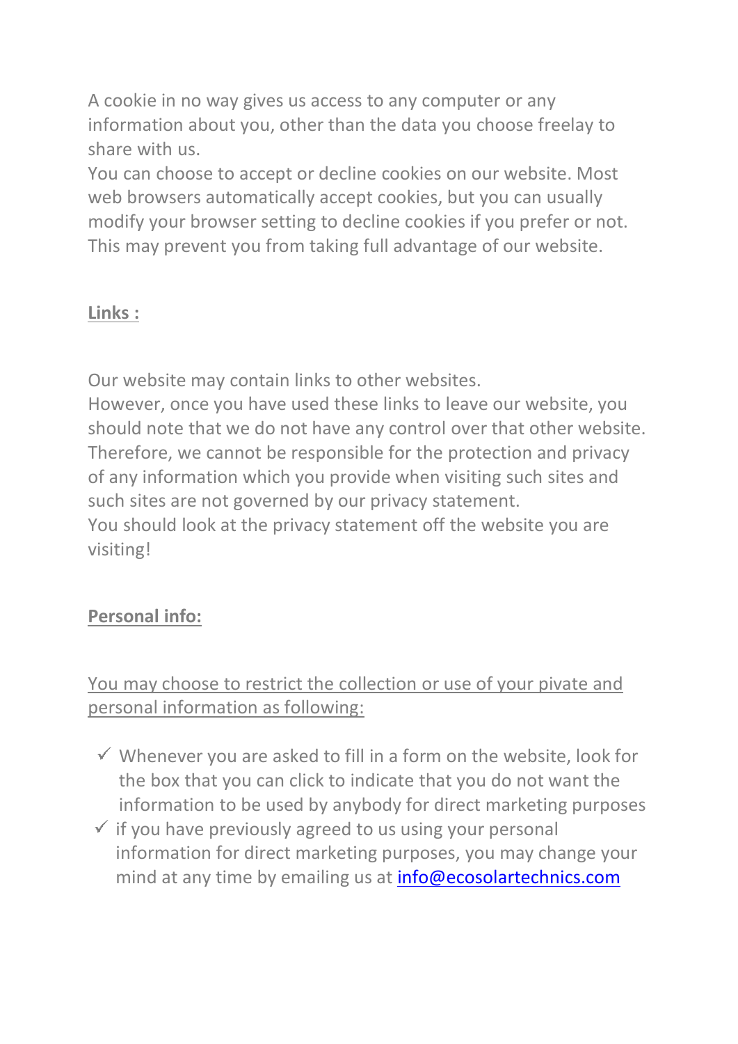A cookie in no way gives us access to any computer or any information about you, other than the data you choose freelay to share with us.

You can choose to accept or decline cookies on our website. Most web browsers automatically accept cookies, but you can usually modify your browser setting to decline cookies if you prefer or not. This may prevent you from taking full advantage of our website.

**Links :**

Our website may contain links to other websites.

However, once you have used these links to leave our website, you should note that we do not have any control over that other website. Therefore, we cannot be responsible for the protection and privacy of any information which you provide when visiting such sites and such sites are not governed by our privacy statement.

You should look at the privacy statement off the website you are visiting!

**Personal info:**

You may choose to restrict the collection or use of your pivate and personal information as following:

- ✓ Whenever you are asked to fill in a form on the website, look for the box that you can click to indicate that you do not want the information to be used by anybody for direct marketing purposes
- ✓ if you have previously agreed to us using your personal information for direct marketing purposes, you may change your mind at any time by emailing us at info@ecosolartechnics.com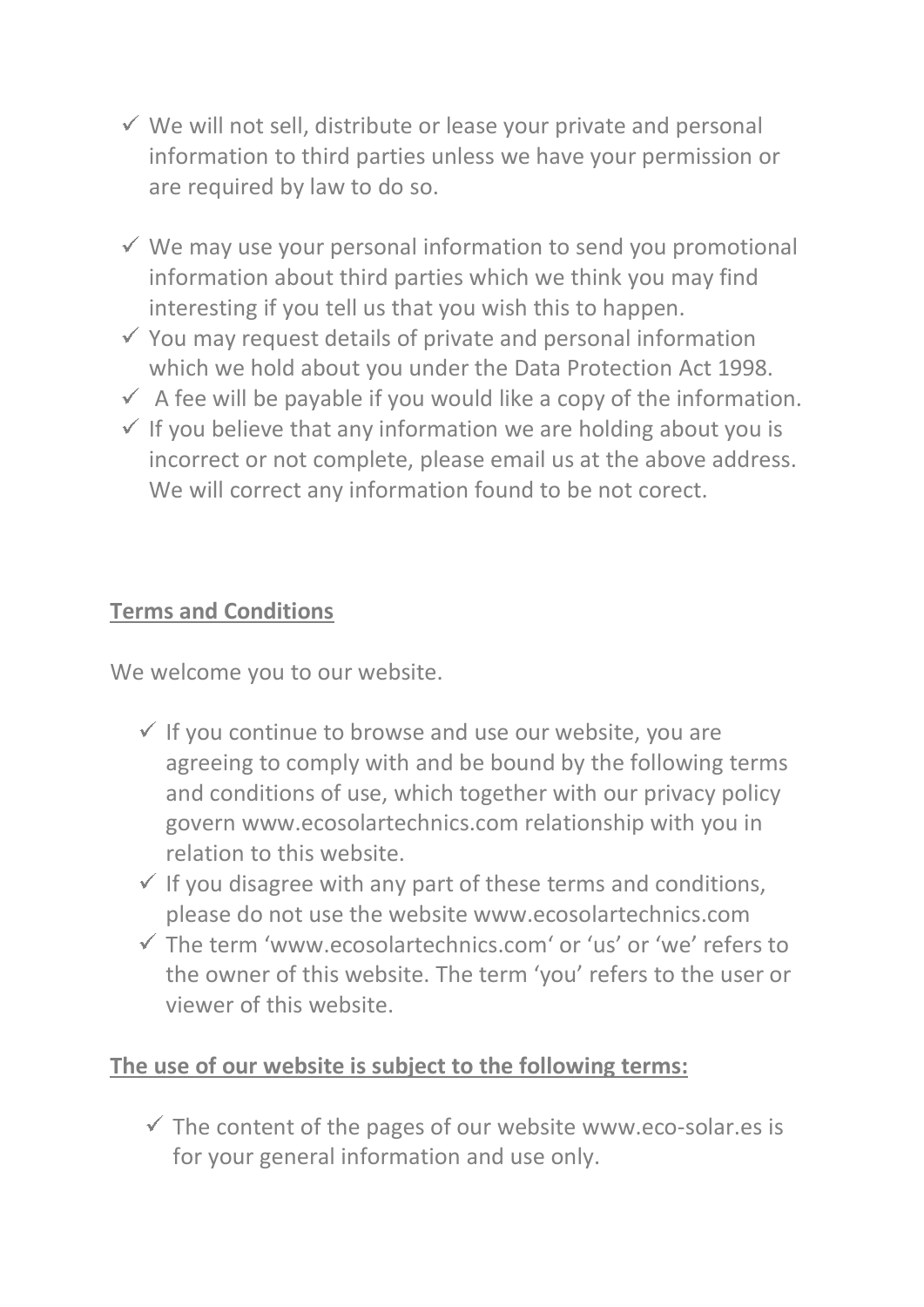- ✓ We will not sell, distribute or lease your private and personal information to third parties unless we have your permission or are required by law to do so.

- ✓ We may use your personal information to send you promotional information about third parties which we think you may find interesting if you tell us that you wish this to happen.
- ✓ You may request details of private and personal information which we hold about you under the Data Protection Act 1998.
- ✓ A fee will be payable if you would like a copy of the information.
- ✓ If you believe that any information we are holding about you is incorrect or not complete, please email us at the above address. We will correct any information found to be not corect.

**Terms and Conditions**

We welcome you to our website.

- ✓ If you continue to browse and use our website, you are agreeing to comply with and be bound by the following terms and conditions of use, which together with our privacy policy govern www.ecosolartechnics.com relationship with you in relation to this website.
- ✓ If you disagree with any part of these terms and conditions, please do not use the website www.ecosolartechnics.com
- ✓ The term 'www.ecosolartechnics.com' or 'us' or 'we' refers to the owner of this website. The term 'you' refers to the user or viewer of this website.

**The use of our website is subject to the following terms:**

- ✓ The content of the pages of our website www.eco-solar.es is for your general information and use only.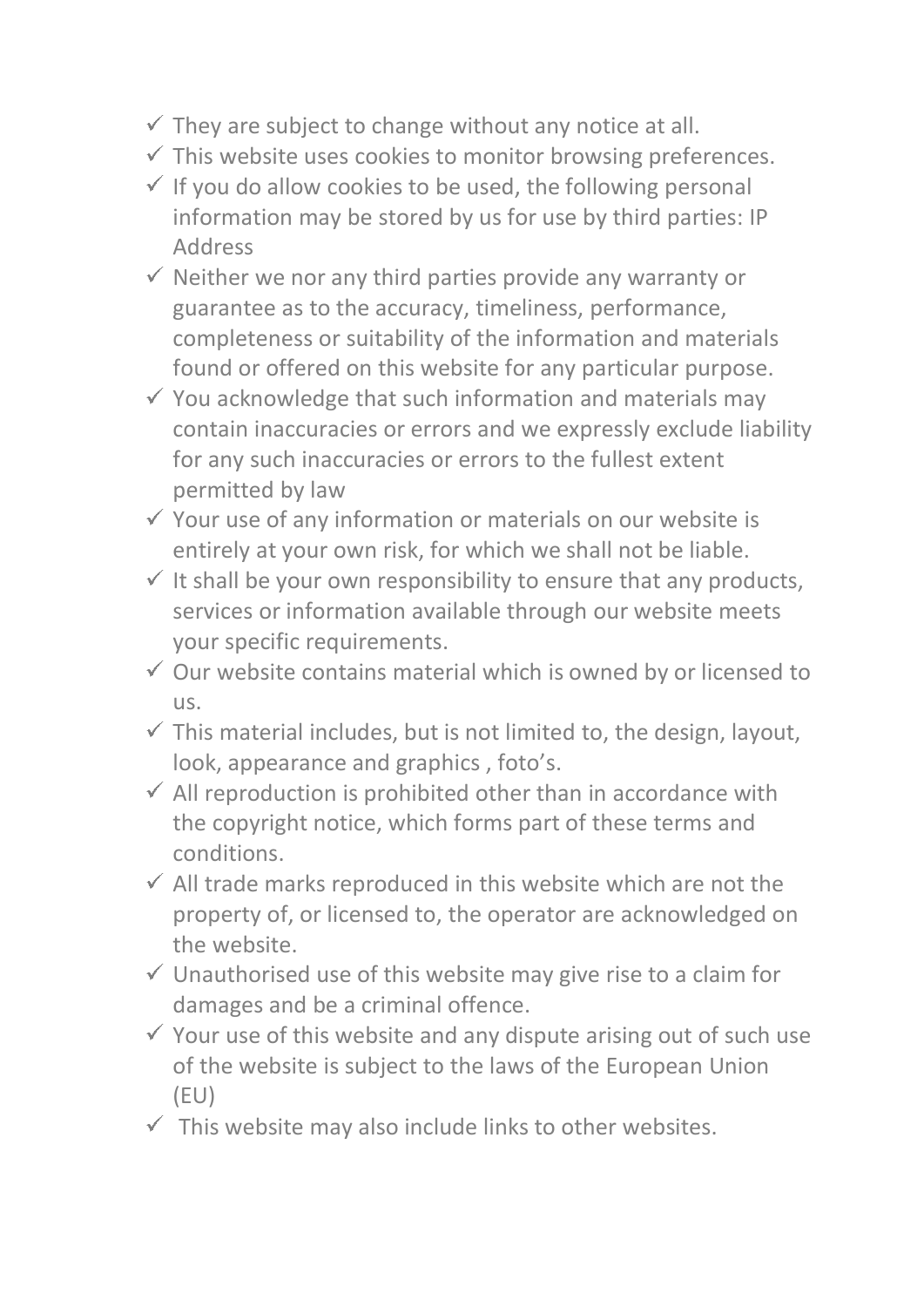- ✓ They are subject to change without any notice at all.
- ✓ This website uses cookies to monitor browsing preferences.
- ✓ If you do allow cookies to be used, the following personal information may be stored by us for use by third parties: IP Address
- ✓ Neither we nor any third parties provide any warranty or guarantee as to the accuracy, timeliness, performance, completeness or suitability of the information and materials found or offered on this website for any particular purpose.
- ✓ You acknowledge that such information and materials may contain inaccuracies or errors and we expressly exclude liability for any such inaccuracies or errors to the fullest extent permitted by law
- ✓ Your use of any information or materials on our website is entirely at your own risk, for which we shall not be liable.
- ✓ It shall be your own responsibility to ensure that any products, services or information available through our website meets your specific requirements.
- ✓ Our website contains material which is owned by or licensed to us.
- ✓ This material includes, but is not limited to, the design, layout, look, appearance and graphics , foto's.
- ✓ All reproduction is prohibited other than in accordance with the copyright notice, which forms part of these terms and conditions.
- ✓ All trade marks reproduced in this website which are not the property of, or licensed to, the operator are acknowledged on the website.
- ✓ Unauthorised use of this website may give rise to a claim for damages and be a criminal offence.
- ✓ Your use of this website and any dispute arising out of such use of the website is subject to the laws of the European Union (EU)
- ✓ This website may also include links to other websites.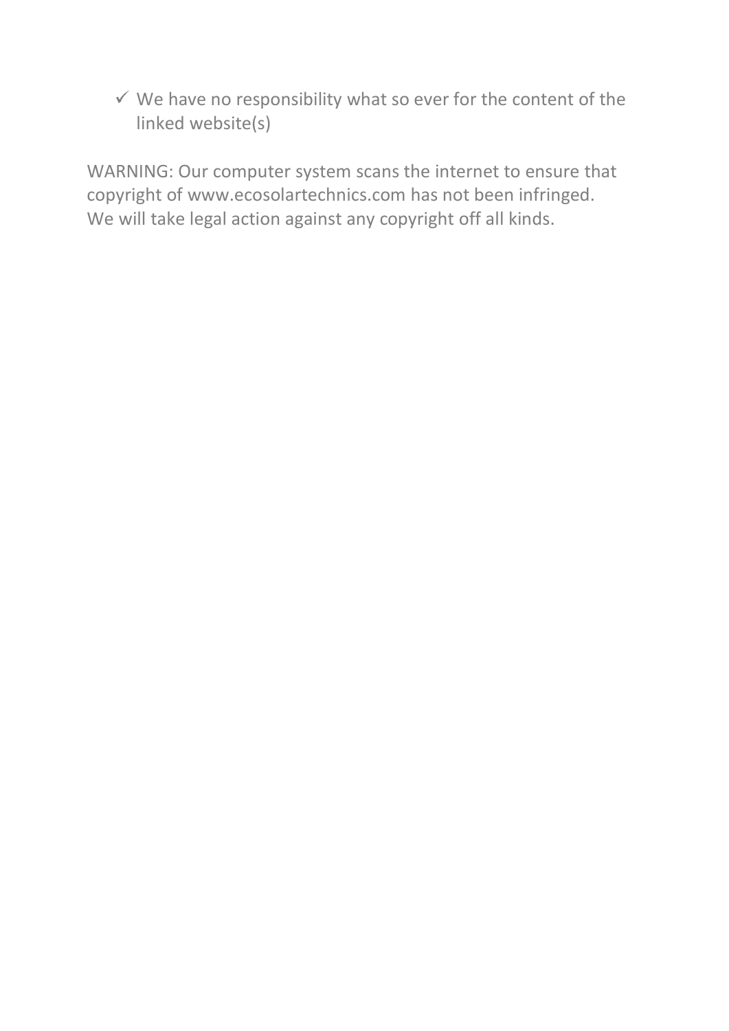- ✓ We have no responsibility what so ever for the content of the linked website(s)

WARNING: Our computer system scans the internet to ensure that copyright of www.ecosolartechnics.com has not been infringed. We will take legal action against any copyright off all kinds.